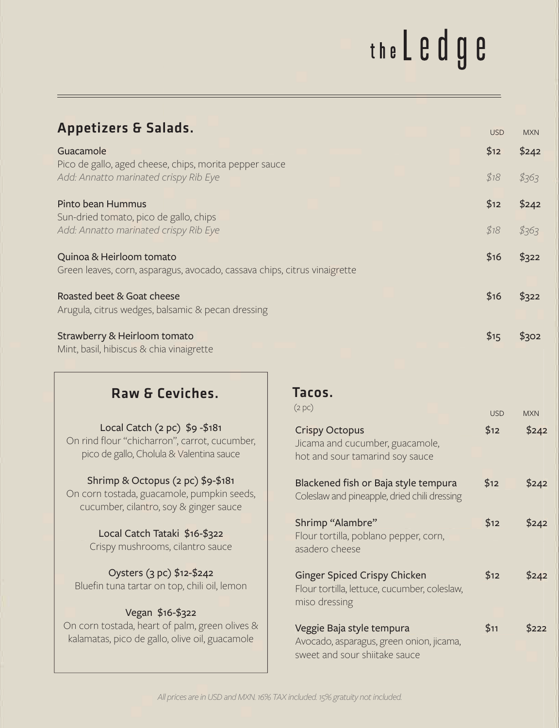# theLedge

## Appetizers & Salads.

| | USD | MXN |
|---|---|---|
| **Guacamole**<br>Pico de gallo, aged cheese, chips, morita pepper sauce | $12 | $242 |
| *Add: Annatto marinated crispy Rib Eye* | *$18* | *$363* |
| **Pinto bean Hummus**<br>Sun-dried tomato, pico de gallo, chips | $12 | $242 |
| *Add: Annatto marinated crispy Rib Eye* | *$18* | *$363* |
| **Quinoa & Heirloom tomato**<br>Green leaves, corn, asparagus, avocado, cassava chips, citrus vinaigrette | $16 | $322 |
| **Roasted beet & Goat cheese**<br>Arugula, citrus wedges, balsamic & pecan dressing | $16 | $322 |
| **Strawberry & Heirloom tomato**<br>Mint, basil, hibiscus & chia vinaigrette | $15 | $302 |

## Raw & Ceviches.

**Local Catch (2 pc) $9 -$181**
On rind flour "chicharron", carrot, cucumber, pico de gallo, Cholula & Valentina sauce

**Shrimp & Octopus (2 pc) $9-$181**
On corn tostada, guacamole, pumpkin seeds, cucumber, cilantro, soy & ginger sauce

**Local Catch Tataki $16-$322**
Crispy mushrooms, cilantro sauce

**Oysters (3 pc) $12-$242**
Bluefin tuna tartar on top, chili oil, lemon

**Vegan $16-$322**
On corn tostada, heart of palm, green olives & kalamatas, pico de gallo, olive oil, guacamole

## Tacos.

(2 pc)

| | USD | MXN |
|---|---|---|
| **Crispy Octopus**<br>Jicama and cucumber, guacamole, hot and sour tamarind soy sauce | $12 | $242 |
| **Blackened fish or Baja style tempura**<br>Coleslaw and pineapple, dried chili dressing | $12 | $242 |
| **Shrimp "Alambre"**<br>Flour tortilla, poblano pepper, corn, asadero cheese | $12 | $242 |
| **Ginger Spiced Crispy Chicken**<br>Flour tortilla, lettuce, cucumber, coleslaw, miso dressing | $12 | $242 |
| **Veggie Baja style tempura**<br>Avocado, asparagus, green onion, jicama, sweet and sour shiitake sauce | $11 | $222 |

*All prices are in USD and MXN. 16% TAX included. 15% gratuity not included.*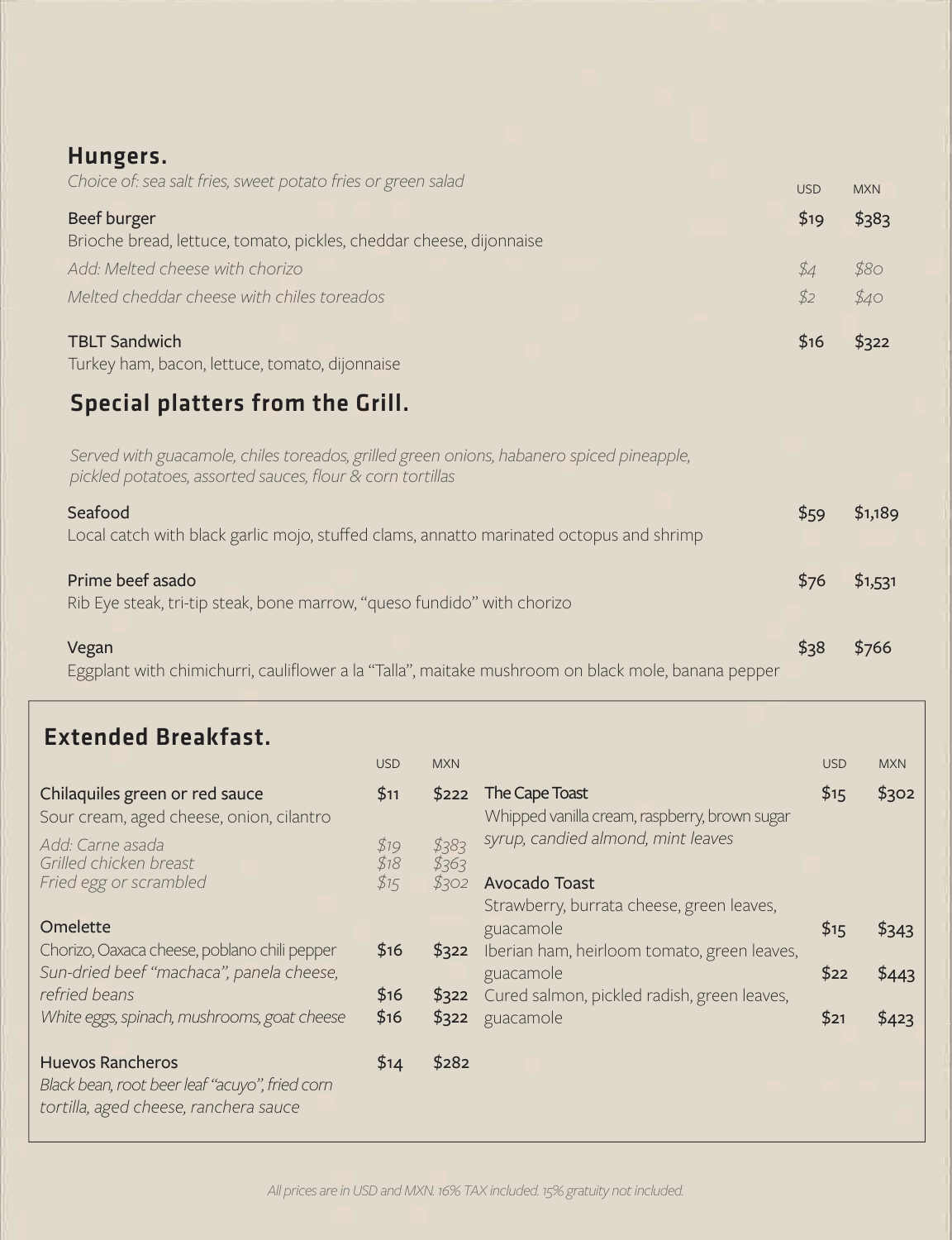## Hungers.

*Choice of: sea salt fries, sweet potato fries or green salad*

| | USD | MXN |
|---|---|---|
| **Beef burger**<br>Brioche bread, lettuce, tomato, pickles, cheddar cheese, dijonnaise | $19 | $383 |
| *Add: Melted cheese with chorizo* | *$4* | *$80* |
| *Melted cheddar cheese with chiles toreados* | *$2* | *$40* |
| **TBLT Sandwich**<br>Turkey ham, bacon, lettuce, tomato, dijonnaise | $16 | $322 |

## Special platters from the Grill.

*Served with guacamole, chiles toreados, grilled green onions, habanero spiced pineapple, pickled potatoes, assorted sauces, flour & corn tortillas*

| | USD | MXN |
|---|---|---|
| **Seafood**<br>Local catch with black garlic mojo, stuffed clams, annatto marinated octopus and shrimp | $59 | $1,189 |
| **Prime beef asado**<br>Rib Eye steak, tri-tip steak, bone marrow, "queso fundido" with chorizo | $76 | $1,531 |
| **Vegan**<br>Eggplant with chimichurri, cauliflower a la "Talla", maitake mushroom on black mole, banana pepper | $38 | $766 |

## Extended Breakfast.

| | USD | MXN |
|---|---|---|
| **Chilaquiles green or red sauce**<br>Sour cream, aged cheese, onion, cilantro | $11 | $222 |
| *Add: Carne asada* | *$19* | *$383* |
| *Grilled chicken breast* | *$18* | *$363* |
| *Fried egg or scrambled* | *$15* | *$302* |
| **Omelette** | | |
| Chorizo, Oaxaca cheese, poblano chili pepper | $16 | $322 |
| *Sun-dried beef "machaca", panela cheese, refried beans* | $16 | $322 |
| *White eggs, spinach, mushrooms, goat cheese* | $16 | $322 |
| **Huevos Rancheros**<br>*Black bean, root beer leaf "acuyo", fried corn tortilla, aged cheese, ranchera sauce* | $14 | $282 |

| | USD | MXN |
|---|---|---|
| **The Cape Toast**<br>Whipped vanilla cream, raspberry, brown sugar *syrup, candied almond, mint leaves* | $15 | $302 |
| **Avocado Toast** | | |
| Strawberry, burrata cheese, green leaves, guacamole | $15 | $343 |
| Iberian ham, heirloom tomato, green leaves, guacamole | $22 | $443 |
| Cured salmon, pickled radish, green leaves, guacamole | $21 | $423 |

*All prices are in USD and MXN. 16% TAX included. 15% gratuity not included.*